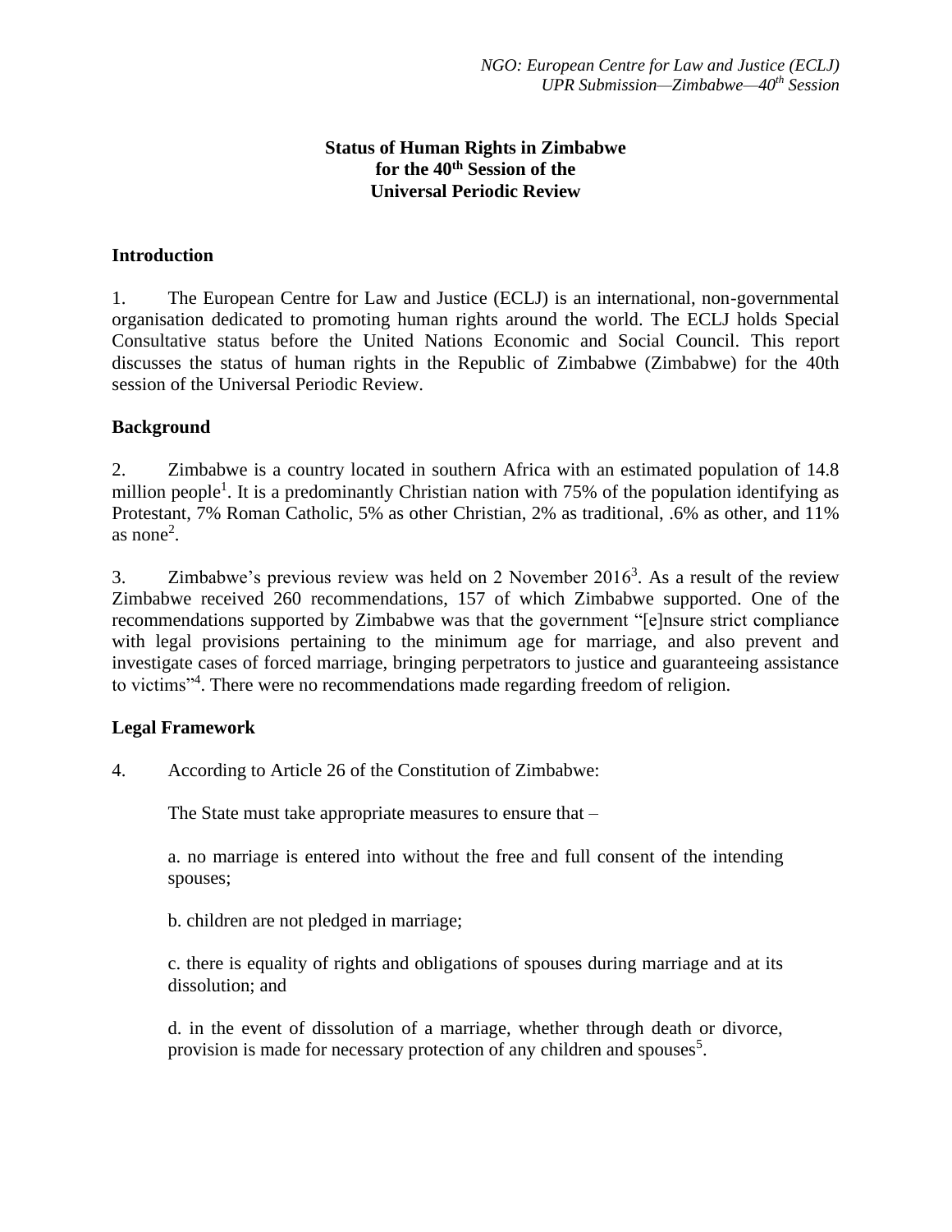*NGO: European Centre for Law and Justice (ECLJ)*
*UPR Submission—Zimbabwe—40th Session*

**Status of Human Rights in Zimbabwe**
**for the 40th Session of the**
**Universal Periodic Review**

## Introduction

1. The European Centre for Law and Justice (ECLJ) is an international, non-governmental organisation dedicated to promoting human rights around the world. The ECLJ holds Special Consultative status before the United Nations Economic and Social Council. This report discusses the status of human rights in the Republic of Zimbabwe (Zimbabwe) for the 40th session of the Universal Periodic Review.

## Background

2. Zimbabwe is a country located in southern Africa with an estimated population of 14.8 million people[1]. It is a predominantly Christian nation with 75% of the population identifying as Protestant, 7% Roman Catholic, 5% as other Christian, 2% as traditional, .6% as other, and 11% as none[2].

3. Zimbabwe's previous review was held on 2 November 2016[3]. As a result of the review Zimbabwe received 260 recommendations, 157 of which Zimbabwe supported. One of the recommendations supported by Zimbabwe was that the government "[e]nsure strict compliance with legal provisions pertaining to the minimum age for marriage, and also prevent and investigate cases of forced marriage, bringing perpetrators to justice and guaranteeing assistance to victims"[4]. There were no recommendations made regarding freedom of religion.

## Legal Framework

4. According to Article 26 of the Constitution of Zimbabwe:

> The State must take appropriate measures to ensure that –
>
> a. no marriage is entered into without the free and full consent of the intending spouses;
>
> b. children are not pledged in marriage;
>
> c. there is equality of rights and obligations of spouses during marriage and at its dissolution; and
>
> d. in the event of dissolution of a marriage, whether through death or divorce, provision is made for necessary protection of any children and spouses[5].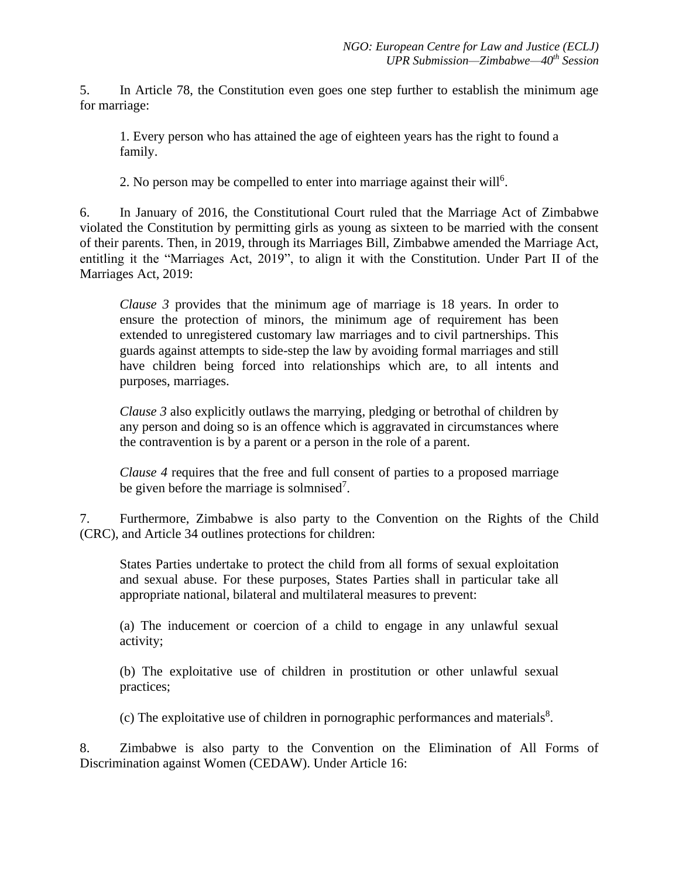5. In Article 78, the Constitution even goes one step further to establish the minimum age for marriage:

> 1. Every person who has attained the age of eighteen years has the right to found a family.
>
> 2. No person may be compelled to enter into marriage against their will[6].

6. In January of 2016, the Constitutional Court ruled that the Marriage Act of Zimbabwe violated the Constitution by permitting girls as young as sixteen to be married with the consent of their parents. Then, in 2019, through its Marriages Bill, Zimbabwe amended the Marriage Act, entitling it the "Marriages Act, 2019", to align it with the Constitution. Under Part II of the Marriages Act, 2019:

> *Clause 3* provides that the minimum age of marriage is 18 years. In order to ensure the protection of minors, the minimum age of requirement has been extended to unregistered customary law marriages and to civil partnerships. This guards against attempts to side-step the law by avoiding formal marriages and still have children being forced into relationships which are, to all intents and purposes, marriages.
>
> *Clause 3* also explicitly outlaws the marrying, pledging or betrothal of children by any person and doing so is an offence which is aggravated in circumstances where the contravention is by a parent or a person in the role of a parent.
>
> *Clause 4* requires that the free and full consent of parties to a proposed marriage be given before the marriage is solmnised[7].

7. Furthermore, Zimbabwe is also party to the Convention on the Rights of the Child (CRC), and Article 34 outlines protections for children:

> States Parties undertake to protect the child from all forms of sexual exploitation and sexual abuse. For these purposes, States Parties shall in particular take all appropriate national, bilateral and multilateral measures to prevent:
>
> (a) The inducement or coercion of a child to engage in any unlawful sexual activity;
>
> (b) The exploitative use of children in prostitution or other unlawful sexual practices;
>
> (c) The exploitative use of children in pornographic performances and materials[8].

8. Zimbabwe is also party to the Convention on the Elimination of All Forms of Discrimination against Women (CEDAW). Under Article 16: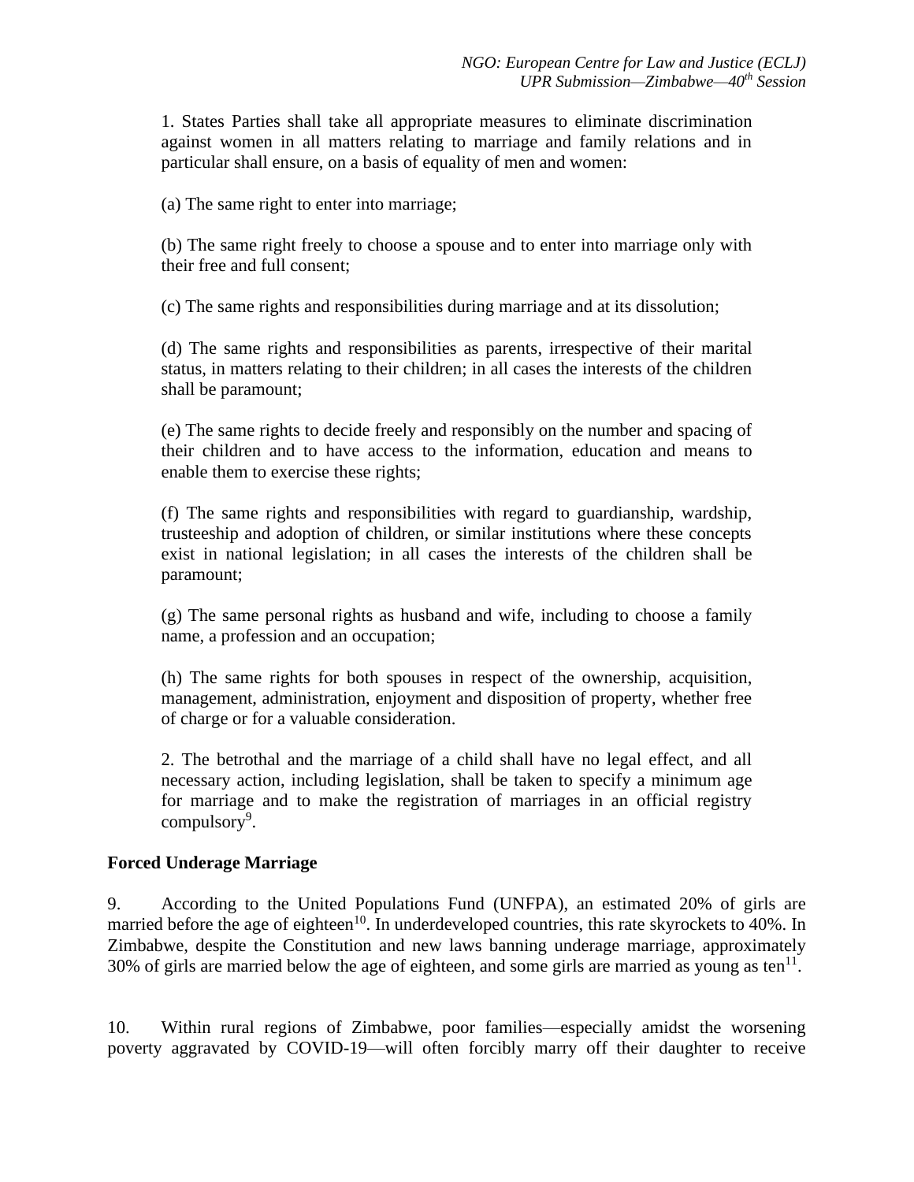1. States Parties shall take all appropriate measures to eliminate discrimination against women in all matters relating to marriage and family relations and in particular shall ensure, on a basis of equality of men and women:

(a) The same right to enter into marriage;

(b) The same right freely to choose a spouse and to enter into marriage only with their free and full consent;

(c) The same rights and responsibilities during marriage and at its dissolution;

(d) The same rights and responsibilities as parents, irrespective of their marital status, in matters relating to their children; in all cases the interests of the children shall be paramount;

(e) The same rights to decide freely and responsibly on the number and spacing of their children and to have access to the information, education and means to enable them to exercise these rights;

(f) The same rights and responsibilities with regard to guardianship, wardship, trusteeship and adoption of children, or similar institutions where these concepts exist in national legislation; in all cases the interests of the children shall be paramount;

(g) The same personal rights as husband and wife, including to choose a family name, a profession and an occupation;

(h) The same rights for both spouses in respect of the ownership, acquisition, management, administration, enjoyment and disposition of property, whether free of charge or for a valuable consideration.

2. The betrothal and the marriage of a child shall have no legal effect, and all necessary action, including legislation, shall be taken to specify a minimum age for marriage and to make the registration of marriages in an official registry compulsory[9].

**Forced Underage Marriage**

9. According to the United Populations Fund (UNFPA), an estimated 20% of girls are married before the age of eighteen[10]. In underdeveloped countries, this rate skyrockets to 40%. In Zimbabwe, despite the Constitution and new laws banning underage marriage, approximately 30% of girls are married below the age of eighteen, and some girls are married as young as ten[11].

10. Within rural regions of Zimbabwe, poor families—especially amidst the worsening poverty aggravated by COVID-19—will often forcibly marry off their daughter to receive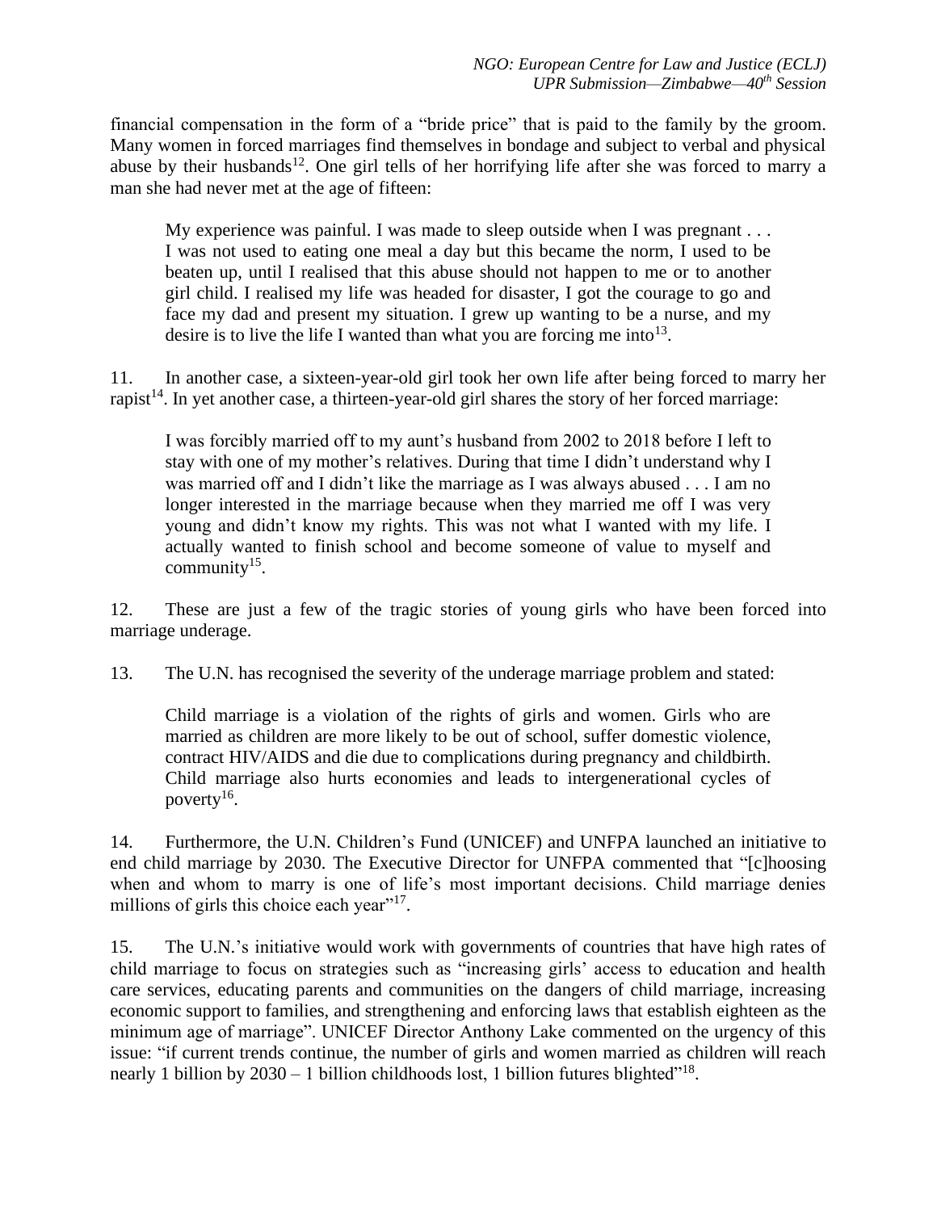financial compensation in the form of a "bride price" that is paid to the family by the groom. Many women in forced marriages find themselves in bondage and subject to verbal and physical abuse by their husbands[12]. One girl tells of her horrifying life after she was forced to marry a man she had never met at the age of fifteen:

> My experience was painful. I was made to sleep outside when I was pregnant . . . I was not used to eating one meal a day but this became the norm, I used to be beaten up, until I realised that this abuse should not happen to me or to another girl child. I realised my life was headed for disaster, I got the courage to go and face my dad and present my situation. I grew up wanting to be a nurse, and my desire is to live the life I wanted than what you are forcing me into[13].

11. In another case, a sixteen-year-old girl took her own life after being forced to marry her rapist[14]. In yet another case, a thirteen-year-old girl shares the story of her forced marriage:

> I was forcibly married off to my aunt's husband from 2002 to 2018 before I left to stay with one of my mother's relatives. During that time I didn't understand why I was married off and I didn't like the marriage as I was always abused . . . I am no longer interested in the marriage because when they married me off I was very young and didn't know my rights. This was not what I wanted with my life. I actually wanted to finish school and become someone of value to myself and community[15].

12. These are just a few of the tragic stories of young girls who have been forced into marriage underage.

13. The U.N. has recognised the severity of the underage marriage problem and stated:

> Child marriage is a violation of the rights of girls and women. Girls who are married as children are more likely to be out of school, suffer domestic violence, contract HIV/AIDS and die due to complications during pregnancy and childbirth. Child marriage also hurts economies and leads to intergenerational cycles of poverty[16].

14. Furthermore, the U.N. Children's Fund (UNICEF) and UNFPA launched an initiative to end child marriage by 2030. The Executive Director for UNFPA commented that "[c]hoosing when and whom to marry is one of life's most important decisions. Child marriage denies millions of girls this choice each year"[17].

15. The U.N.'s initiative would work with governments of countries that have high rates of child marriage to focus on strategies such as "increasing girls' access to education and health care services, educating parents and communities on the dangers of child marriage, increasing economic support to families, and strengthening and enforcing laws that establish eighteen as the minimum age of marriage". UNICEF Director Anthony Lake commented on the urgency of this issue: "if current trends continue, the number of girls and women married as children will reach nearly 1 billion by 2030 – 1 billion childhoods lost, 1 billion futures blighted"[18].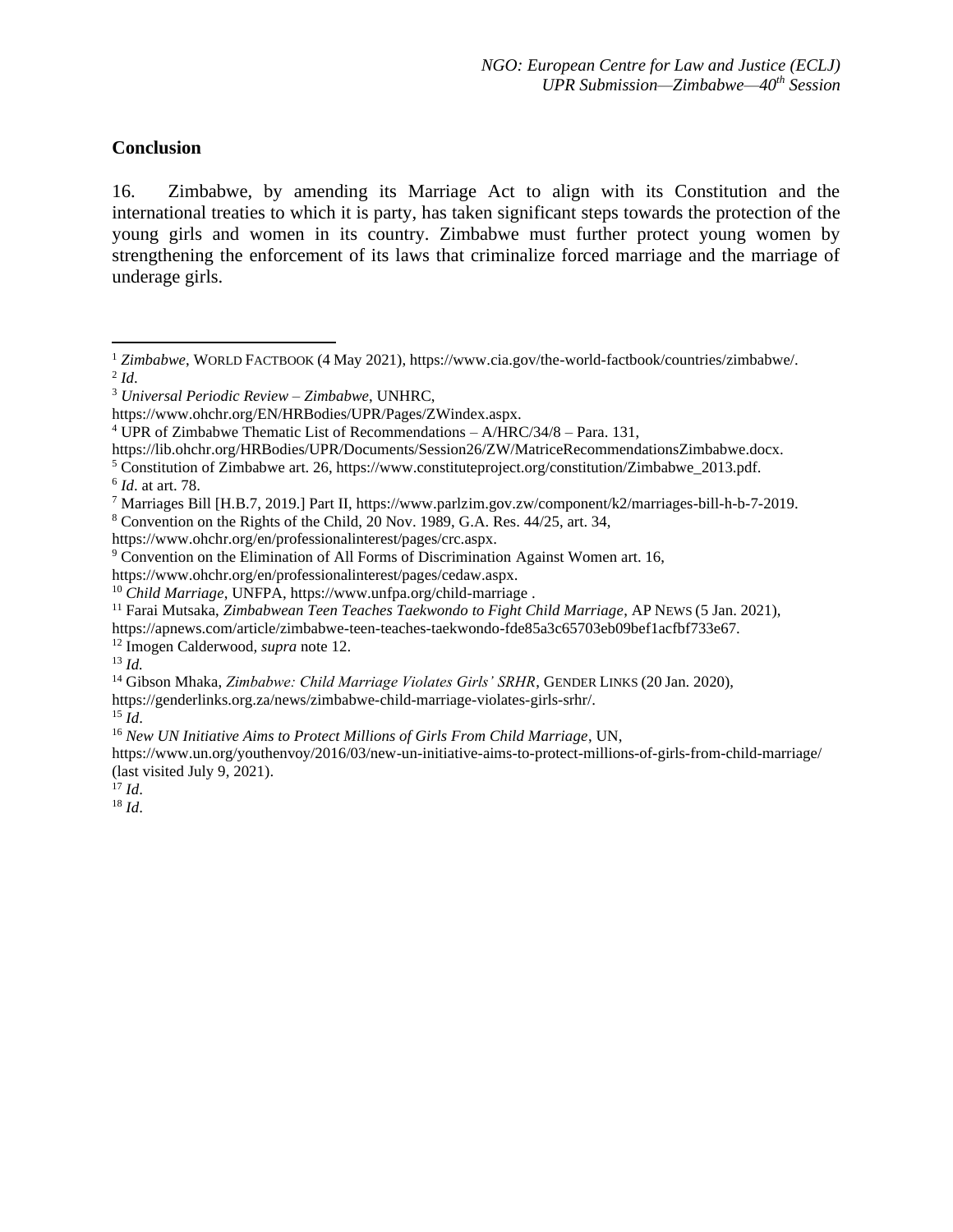## Conclusion

16. Zimbabwe, by amending its Marriage Act to align with its Constitution and the international treaties to which it is party, has taken significant steps towards the protection of the young girls and women in its country. Zimbabwe must further protect young women by strengthening the enforcement of its laws that criminalize forced marriage and the marriage of underage girls.

---

[1] *Zimbabwe*, WORLD FACTBOOK (4 May 2021), https://www.cia.gov/the-world-factbook/countries/zimbabwe/.

[2] *Id*.

[3] *Universal Periodic Review – Zimbabwe*, UNHRC, https://www.ohchr.org/EN/HRBodies/UPR/Pages/ZWindex.aspx.

[4] UPR of Zimbabwe Thematic List of Recommendations – A/HRC/34/8 – Para. 131, https://lib.ohchr.org/HRBodies/UPR/Documents/Session26/ZW/MatriceRecommendationsZimbabwe.docx.

[5] Constitution of Zimbabwe art. 26, https://www.constituteproject.org/constitution/Zimbabwe_2013.pdf.

[6] *Id*. at art. 78.

[7] Marriages Bill [H.B.7, 2019.] Part II, https://www.parlzim.gov.zw/component/k2/marriages-bill-h-b-7-2019.

[8] Convention on the Rights of the Child, 20 Nov. 1989, G.A. Res. 44/25, art. 34, https://www.ohchr.org/en/professionalinterest/pages/crc.aspx.

[9] Convention on the Elimination of All Forms of Discrimination Against Women art. 16, https://www.ohchr.org/en/professionalinterest/pages/cedaw.aspx.

[10] *Child Marriage*, UNFPA, https://www.unfpa.org/child-marriage .

[11] Farai Mutsaka, *Zimbabwean Teen Teaches Taekwondo to Fight Child Marriage*, AP NEWS (5 Jan. 2021), https://apnews.com/article/zimbabwe-teen-teaches-taekwondo-fde85a3c65703eb09bef1acfbf733e67.

[12] Imogen Calderwood, *supra* note 12.

[13] *Id.*

[14] Gibson Mhaka, *Zimbabwe: Child Marriage Violates Girls' SRHR*, GENDER LINKS (20 Jan. 2020), https://genderlinks.org.za/news/zimbabwe-child-marriage-violates-girls-srhr/.

[15] *Id*.

[16] *New UN Initiative Aims to Protect Millions of Girls From Child Marriage*, UN, https://www.un.org/youthenvoy/2016/03/new-un-initiative-aims-to-protect-millions-of-girls-from-child-marriage/ (last visited July 9, 2021).

[17] *Id*.

[18] *Id*.